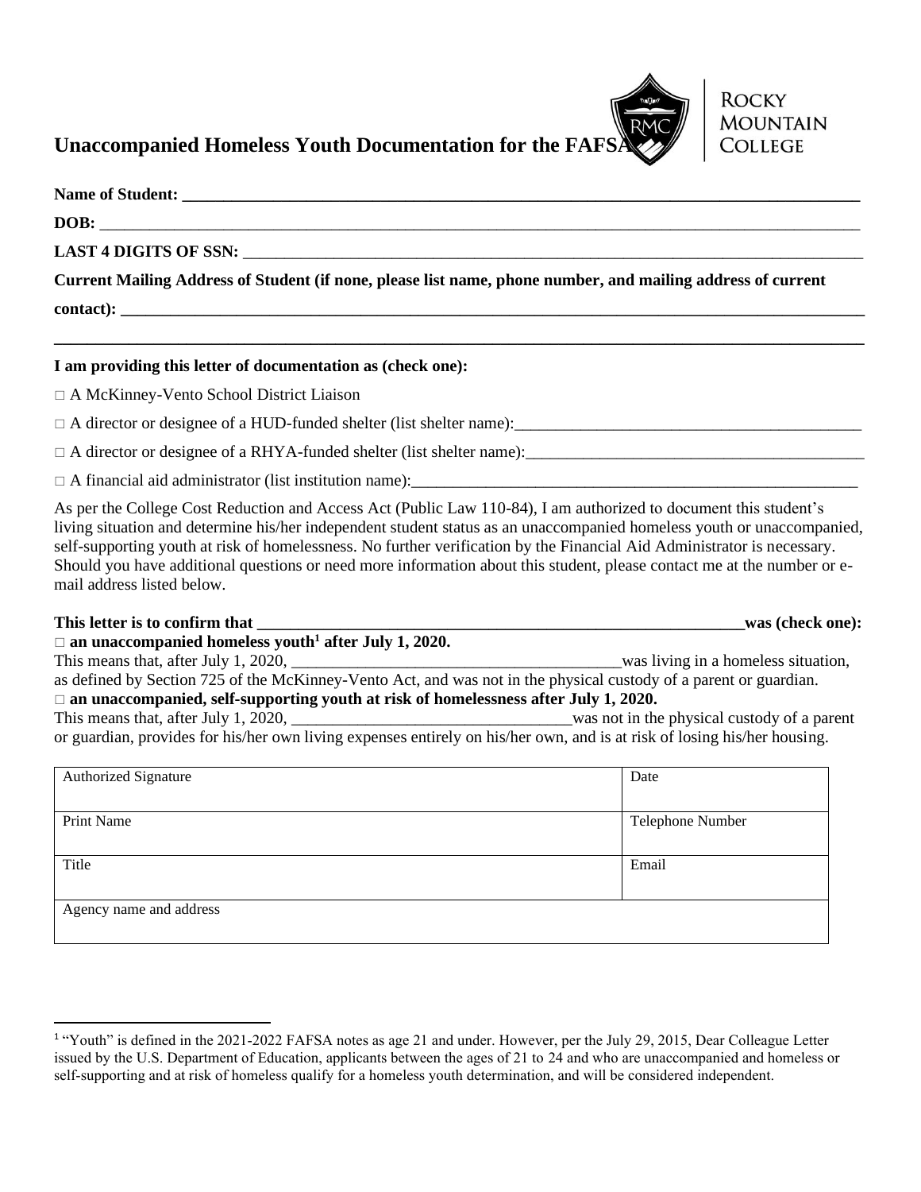# Unaccompanied Homeless Youth Documentation for the FAFSA

ROCKY MOUNTAIN COLLEGE

**Name of Student: \_\_\_\_\_\_\_\_\_\_\_\_\_\_\_\_\_\_\_\_\_\_\_\_\_\_\_\_\_\_\_\_\_\_\_\_\_\_\_\_\_\_\_\_\_\_\_\_\_\_\_\_\_\_\_\_\_\_\_\_\_\_\_\_\_\_\_\_\_\_\_\_\_\_\_\_\_\_\_\_\_\_**

**DOB:** \_\_\_\_\_\_\_\_\_\_\_\_\_\_\_\_\_\_\_\_\_\_\_\_\_\_\_\_\_\_\_\_\_\_\_\_\_\_\_\_\_\_\_\_\_\_\_\_\_\_\_\_\_\_\_\_\_\_\_\_\_\_\_\_\_\_\_\_\_\_\_\_\_\_\_\_\_\_\_\_\_\_\_\_\_\_\_\_\_\_\_

**LAST 4 DIGITS OF SSN:** \_\_\_\_\_\_\_\_\_\_\_\_\_\_\_\_\_\_\_\_\_\_\_\_\_\_\_\_\_\_\_\_\_\_\_\_\_\_\_\_\_\_\_\_\_\_\_\_\_\_\_\_\_\_\_\_\_\_\_\_\_\_\_\_\_\_\_\_\_\_\_\_\_\_\_

**Current Mailing Address of Student (if none, please list name, phone number, and mailing address of current contact): \_\_\_\_\_\_\_\_\_\_\_\_\_\_\_\_\_\_\_\_\_\_\_\_\_\_\_\_\_\_\_\_\_\_\_\_\_\_\_\_\_\_\_\_\_\_\_\_\_\_\_\_\_\_\_\_\_\_\_\_\_\_\_\_\_\_\_\_\_\_\_\_\_\_\_\_\_\_\_\_\_\_\_\_\_\_**

**\_\_\_\_\_\_\_\_\_\_\_\_\_\_\_\_\_\_\_\_\_\_\_\_\_\_\_\_\_\_\_\_\_\_\_\_\_\_\_\_\_\_\_\_\_\_\_\_\_\_\_\_\_\_\_\_\_\_\_\_\_\_\_\_\_\_\_\_\_\_\_\_\_\_\_\_\_\_\_\_\_\_\_\_\_\_\_\_\_\_\_\_\_\_\_\_\_\_**

**I am providing this letter of documentation as (check one):**

□ A McKinney-Vento School District Liaison

□ A director or designee of a HUD-funded shelter (list shelter name):\_\_\_\_\_\_\_\_\_\_\_\_\_\_\_\_\_\_\_\_\_\_\_\_\_\_\_\_\_\_\_\_\_\_\_\_\_\_\_\_\_\_

□ A director or designee of a RHYA-funded shelter (list shelter name):\_\_\_\_\_\_\_\_\_\_\_\_\_\_\_\_\_\_\_\_\_\_\_\_\_\_\_\_\_\_\_\_\_\_\_\_\_\_\_\_\_\_

□ A financial aid administrator (list institution name):\_\_\_\_\_\_\_\_\_\_\_\_\_\_\_\_\_\_\_\_\_\_\_\_\_\_\_\_\_\_\_\_\_\_\_\_\_\_\_\_\_\_\_\_\_\_\_\_\_\_\_\_\_\_\_\_\_

As per the College Cost Reduction and Access Act (Public Law 110-84), I am authorized to document this student's living situation and determine his/her independent student status as an unaccompanied homeless youth or unaccompanied, self-supporting youth at risk of homelessness. No further verification by the Financial Aid Administrator is necessary. Should you have additional questions or need more information about this student, please contact me at the number or e-mail address listed below.

**This letter is to confirm that \_\_\_\_\_\_\_\_\_\_\_\_\_\_\_\_\_\_\_\_\_\_\_\_\_\_\_\_\_\_\_\_\_\_\_\_\_\_\_\_\_\_\_\_\_\_\_\_\_\_\_\_\_\_\_\_\_\_\_\_\_\_was (check one):**

□ **an unaccompanied homeless youth[1] after July 1, 2020.**

This means that, after July 1, 2020, \_\_\_\_\_\_\_\_\_\_\_\_\_\_\_\_\_\_\_\_\_\_\_\_\_\_\_\_\_\_\_\_\_\_\_\_\_\_\_\_\_was living in a homeless situation, as defined by Section 725 of the McKinney-Vento Act, and was not in the physical custody of a parent or guardian.

□ **an unaccompanied, self-supporting youth at risk of homelessness after July 1, 2020.**

This means that, after July 1, 2020, \_\_\_\_\_\_\_\_\_\_\_\_\_\_\_\_\_\_\_\_\_\_\_\_\_\_\_\_\_\_\_\_\_\_\_was not in the physical custody of a parent or guardian, provides for his/her own living expenses entirely on his/her own, and is at risk of losing his/her housing.

| Authorized Signature | Date |
|---|---|
| Print Name | Telephone Number |
| Title | Email |
| Agency name and address | |

[1] "Youth" is defined in the 2021-2022 FAFSA notes as age 21 and under. However, per the July 29, 2015, Dear Colleague Letter issued by the U.S. Department of Education, applicants between the ages of 21 to 24 and who are unaccompanied and homeless or self-supporting and at risk of homeless qualify for a homeless youth determination, and will be considered independent.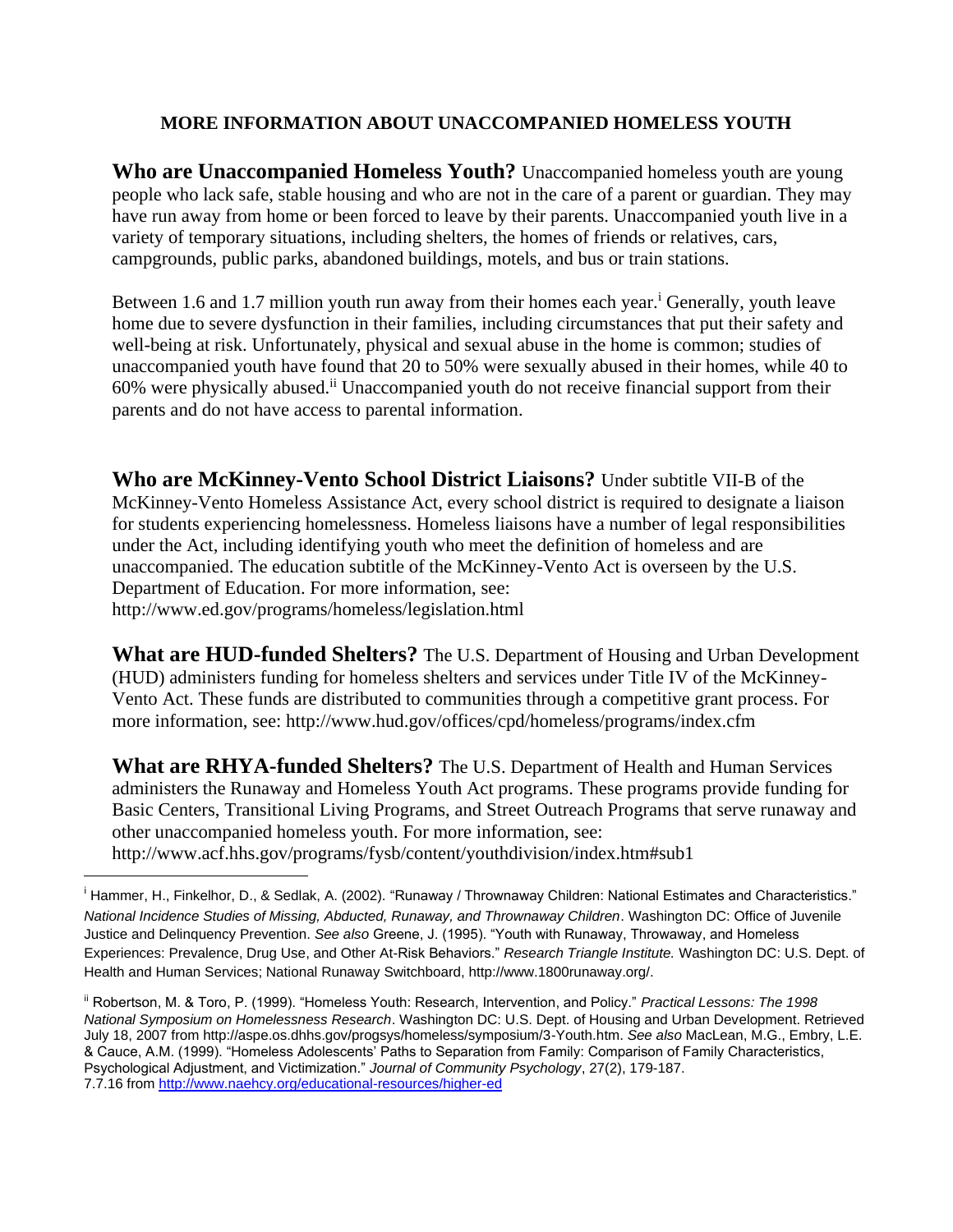## MORE INFORMATION ABOUT UNACCOMPANIED HOMELESS YOUTH

**Who are Unaccompanied Homeless Youth?** Unaccompanied homeless youth are young people who lack safe, stable housing and who are not in the care of a parent or guardian. They may have run away from home or been forced to leave by their parents. Unaccompanied youth live in a variety of temporary situations, including shelters, the homes of friends or relatives, cars, campgrounds, public parks, abandoned buildings, motels, and bus or train stations.

Between 1.6 and 1.7 million youth run away from their homes each year.[i] Generally, youth leave home due to severe dysfunction in their families, including circumstances that put their safety and well-being at risk. Unfortunately, physical and sexual abuse in the home is common; studies of unaccompanied youth have found that 20 to 50% were sexually abused in their homes, while 40 to 60% were physically abused.[ii] Unaccompanied youth do not receive financial support from their parents and do not have access to parental information.

**Who are McKinney-Vento School District Liaisons?** Under subtitle VII-B of the McKinney-Vento Homeless Assistance Act, every school district is required to designate a liaison for students experiencing homelessness. Homeless liaisons have a number of legal responsibilities under the Act, including identifying youth who meet the definition of homeless and are unaccompanied. The education subtitle of the McKinney-Vento Act is overseen by the U.S. Department of Education. For more information, see: http://www.ed.gov/programs/homeless/legislation.html

**What are HUD-funded Shelters?** The U.S. Department of Housing and Urban Development (HUD) administers funding for homeless shelters and services under Title IV of the McKinney-Vento Act. These funds are distributed to communities through a competitive grant process. For more information, see: http://www.hud.gov/offices/cpd/homeless/programs/index.cfm

**What are RHYA-funded Shelters?** The U.S. Department of Health and Human Services administers the Runaway and Homeless Youth Act programs. These programs provide funding for Basic Centers, Transitional Living Programs, and Street Outreach Programs that serve runaway and other unaccompanied homeless youth. For more information, see: http://www.acf.hhs.gov/programs/fysb/content/youthdivision/index.htm#sub1

---

[i] Hammer, H., Finkelhor, D., & Sedlak, A. (2002). "Runaway / Thrownaway Children: National Estimates and Characteristics." *National Incidence Studies of Missing, Abducted, Runaway, and Thrownaway Children*. Washington DC: Office of Juvenile Justice and Delinquency Prevention. *See also* Greene, J. (1995). "Youth with Runaway, Throwaway, and Homeless Experiences: Prevalence, Drug Use, and Other At-Risk Behaviors." *Research Triangle Institute.* Washington DC: U.S. Dept. of Health and Human Services; National Runaway Switchboard, http://www.1800runaway.org/.

[ii] Robertson, M. & Toro, P. (1999). "Homeless Youth: Research, Intervention, and Policy." *Practical Lessons: The 1998 National Symposium on Homelessness Research*. Washington DC: U.S. Dept. of Housing and Urban Development. Retrieved July 18, 2007 from http://aspe.os.dhhs.gov/progsys/homeless/symposium/3-Youth.htm. *See also* MacLean, M.G., Embry, L.E. & Cauce, A.M. (1999). "Homeless Adolescents' Paths to Separation from Family: Comparison of Family Characteristics, Psychological Adjustment, and Victimization." *Journal of Community Psychology*, 27(2), 179-187.

7.7.16 from http://www.naehcy.org/educational-resources/higher-ed